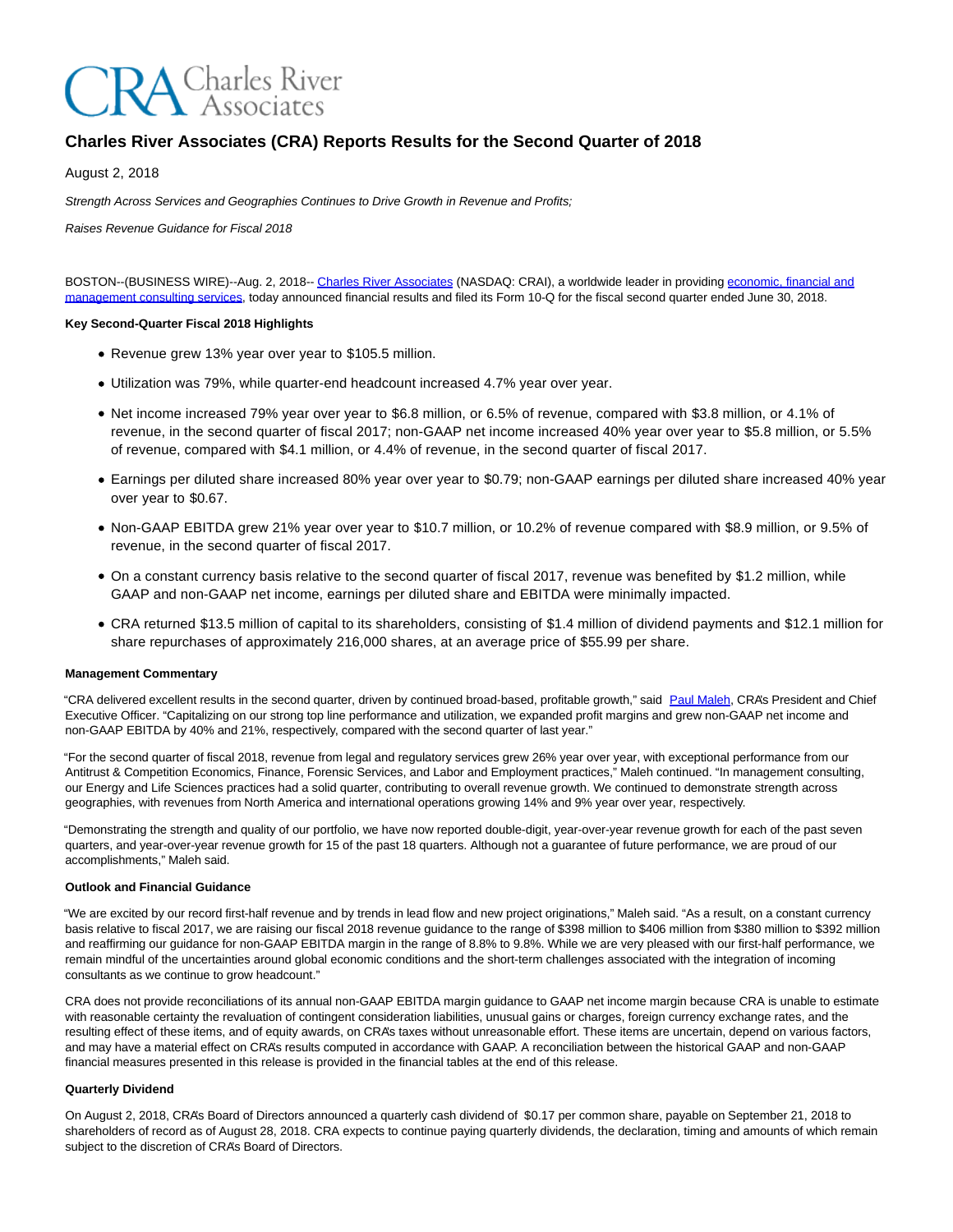# Charles River Associates (CRA) Reports Results for the Second Quarter of 2018

August 2, 2018

*Strength Across Services and Geographies Continues to Drive Growth in Revenue and Profits;*

*Raises Revenue Guidance for Fiscal 2018*

BOSTON--(BUSINESS WIRE)--Aug. 2, 2018-- Charles River Associates (NASDAQ: CRAI), a worldwide leader in providing economic, financial and management consulting services, today announced financial results and filed its Form 10-Q for the fiscal second quarter ended June 30, 2018.

**Key Second-Quarter Fiscal 2018 Highlights**

- Revenue grew 13% year over year to $105.5 million.
- Utilization was 79%, while quarter-end headcount increased 4.7% year over year.
- Net income increased 79% year over year to $6.8 million, or 6.5% of revenue, compared with $3.8 million, or 4.1% of revenue, in the second quarter of fiscal 2017; non-GAAP net income increased 40% year over year to $5.8 million, or 5.5% of revenue, compared with $4.1 million, or 4.4% of revenue, in the second quarter of fiscal 2017.
- Earnings per diluted share increased 80% year over year to $0.79; non-GAAP earnings per diluted share increased 40% year over year to $0.67.
- Non-GAAP EBITDA grew 21% year over year to $10.7 million, or 10.2% of revenue compared with $8.9 million, or 9.5% of revenue, in the second quarter of fiscal 2017.
- On a constant currency basis relative to the second quarter of fiscal 2017, revenue was benefited by $1.2 million, while GAAP and non-GAAP net income, earnings per diluted share and EBITDA were minimally impacted.
- CRA returned $13.5 million of capital to its shareholders, consisting of $1.4 million of dividend payments and $12.1 million for share repurchases of approximately 216,000 shares, at an average price of $55.99 per share.

**Management Commentary**

"CRA delivered excellent results in the second quarter, driven by continued broad-based, profitable growth," said Paul Maleh, CRA's President and Chief Executive Officer. "Capitalizing on our strong top line performance and utilization, we expanded profit margins and grew non-GAAP net income and non-GAAP EBITDA by 40% and 21%, respectively, compared with the second quarter of last year."

"For the second quarter of fiscal 2018, revenue from legal and regulatory services grew 26% year over year, with exceptional performance from our Antitrust & Competition Economics, Finance, Forensic Services, and Labor and Employment practices," Maleh continued. "In management consulting, our Energy and Life Sciences practices had a solid quarter, contributing to overall revenue growth. We continued to demonstrate strength across geographies, with revenues from North America and international operations growing 14% and 9% year over year, respectively.

"Demonstrating the strength and quality of our portfolio, we have now reported double-digit, year-over-year revenue growth for each of the past seven quarters, and year-over-year revenue growth for 15 of the past 18 quarters. Although not a guarantee of future performance, we are proud of our accomplishments," Maleh said.

**Outlook and Financial Guidance**

"We are excited by our record first-half revenue and by trends in lead flow and new project originations," Maleh said. "As a result, on a constant currency basis relative to fiscal 2017, we are raising our fiscal 2018 revenue guidance to the range of $398 million to $406 million from $380 million to $392 million and reaffirming our guidance for non-GAAP EBITDA margin in the range of 8.8% to 9.8%. While we are very pleased with our first-half performance, we remain mindful of the uncertainties around global economic conditions and the short-term challenges associated with the integration of incoming consultants as we continue to grow headcount."

CRA does not provide reconciliations of its annual non-GAAP EBITDA margin guidance to GAAP net income margin because CRA is unable to estimate with reasonable certainty the revaluation of contingent consideration liabilities, unusual gains or charges, foreign currency exchange rates, and the resulting effect of these items, and of equity awards, on CRA's taxes without unreasonable effort. These items are uncertain, depend on various factors, and may have a material effect on CRA's results computed in accordance with GAAP. A reconciliation between the historical GAAP and non-GAAP financial measures presented in this release is provided in the financial tables at the end of this release.

**Quarterly Dividend**

On August 2, 2018, CRA's Board of Directors announced a quarterly cash dividend of $0.17 per common share, payable on September 21, 2018 to shareholders of record as of August 28, 2018. CRA expects to continue paying quarterly dividends, the declaration, timing and amounts of which remain subject to the discretion of CRA's Board of Directors.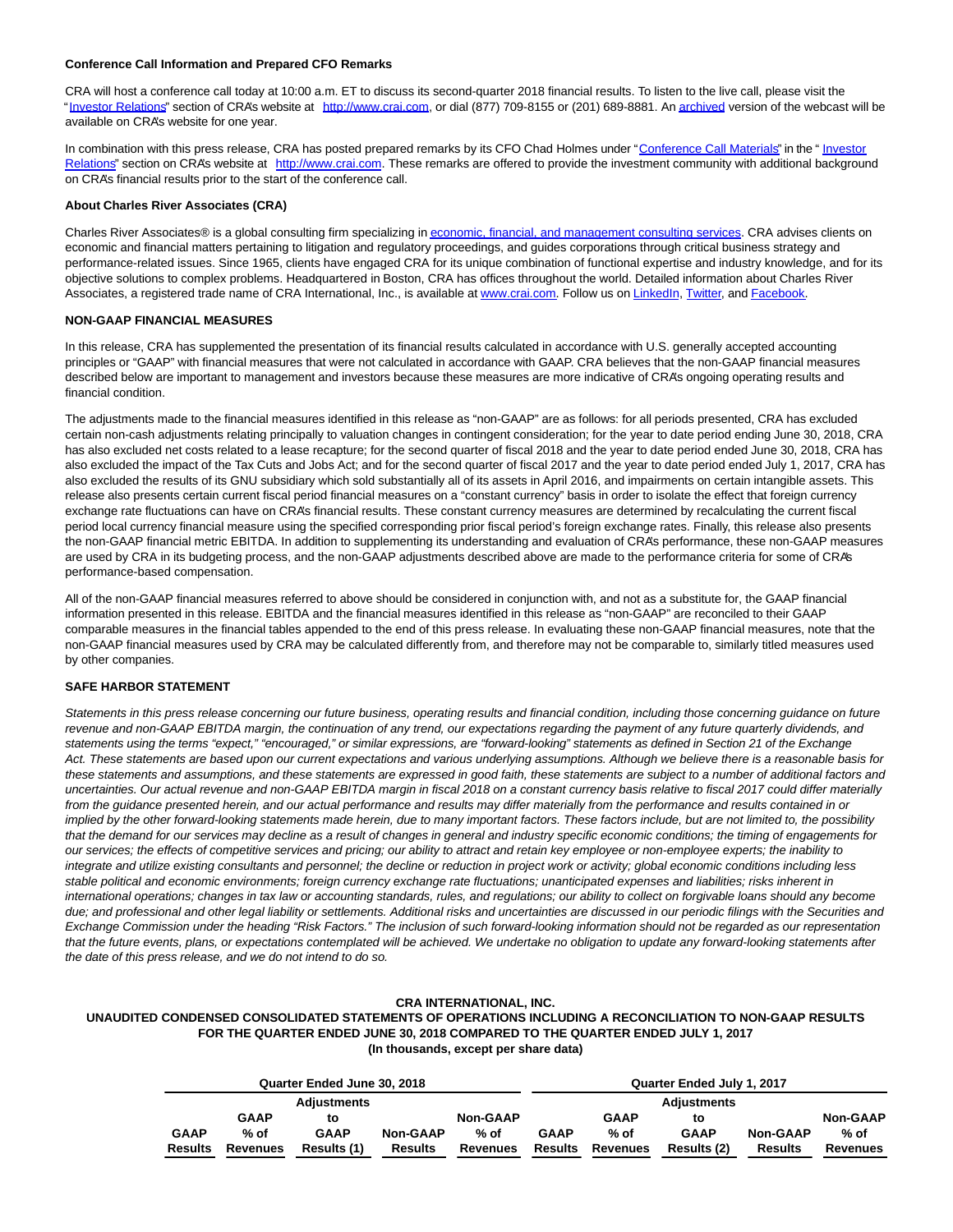**Conference Call Information and Prepared CFO Remarks**

CRA will host a conference call today at 10:00 a.m. ET to discuss its second-quarter 2018 financial results. To listen to the live call, please visit the "Investor Relations" section of CRA's website at http://www.crai.com, or dial (877) 709-8155 or (201) 689-8881. An archived version of the webcast will be available on CRA's website for one year.

In combination with this press release, CRA has posted prepared remarks by its CFO Chad Holmes under "Conference Call Materials" in the " Investor Relations" section on CRA's website at http://www.crai.com. These remarks are offered to provide the investment community with additional background on CRA's financial results prior to the start of the conference call.

**About Charles River Associates (CRA)**

Charles River Associates® is a global consulting firm specializing in economic, financial, and management consulting services. CRA advises clients on economic and financial matters pertaining to litigation and regulatory proceedings, and guides corporations through critical business strategy and performance-related issues. Since 1965, clients have engaged CRA for its unique combination of functional expertise and industry knowledge, and for its objective solutions to complex problems. Headquartered in Boston, CRA has offices throughout the world. Detailed information about Charles River Associates, a registered trade name of CRA International, Inc., is available at www.crai.com. Follow us on LinkedIn, Twitter, and Facebook.

**NON-GAAP FINANCIAL MEASURES**

In this release, CRA has supplemented the presentation of its financial results calculated in accordance with U.S. generally accepted accounting principles or "GAAP" with financial measures that were not calculated in accordance with GAAP. CRA believes that the non-GAAP financial measures described below are important to management and investors because these measures are more indicative of CRA's ongoing operating results and financial condition.

The adjustments made to the financial measures identified in this release as "non-GAAP" are as follows: for all periods presented, CRA has excluded certain non-cash adjustments relating principally to valuation changes in contingent consideration; for the year to date period ending June 30, 2018, CRA has also excluded net costs related to a lease recapture; for the second quarter of fiscal 2018 and the year to date period ended June 30, 2018, CRA has also excluded the impact of the Tax Cuts and Jobs Act; and for the second quarter of fiscal 2017 and the year to date period ended July 1, 2017, CRA has also excluded the results of its GNU subsidiary which sold substantially all of its assets in April 2016, and impairments on certain intangible assets. This release also presents certain current fiscal period financial measures on a "constant currency" basis in order to isolate the effect that foreign currency exchange rate fluctuations can have on CRA's financial results. These constant currency measures are determined by recalculating the current fiscal period local currency financial measure using the specified corresponding prior fiscal period's foreign exchange rates. Finally, this release also presents the non-GAAP financial metric EBITDA. In addition to supplementing its understanding and evaluation of CRA's performance, these non-GAAP measures are used by CRA in its budgeting process, and the non-GAAP adjustments described above are made to the performance criteria for some of CRA's performance-based compensation.

All of the non-GAAP financial measures referred to above should be considered in conjunction with, and not as a substitute for, the GAAP financial information presented in this release. EBITDA and the financial measures identified in this release as "non-GAAP" are reconciled to their GAAP comparable measures in the financial tables appended to the end of this press release. In evaluating these non-GAAP financial measures, note that the non-GAAP financial measures used by CRA may be calculated differently from, and therefore may not be comparable to, similarly titled measures used by other companies.

**SAFE HARBOR STATEMENT**

*Statements in this press release concerning our future business, operating results and financial condition, including those concerning guidance on future revenue and non-GAAP EBITDA margin, the continuation of any trend, our expectations regarding the payment of any future quarterly dividends, and statements using the terms "expect," "encouraged," or similar expressions, are "forward-looking" statements as defined in Section 21 of the Exchange Act. These statements are based upon our current expectations and various underlying assumptions. Although we believe there is a reasonable basis for these statements and assumptions, and these statements are expressed in good faith, these statements are subject to a number of additional factors and uncertainties. Our actual revenue and non-GAAP EBITDA margin in fiscal 2018 on a constant currency basis relative to fiscal 2017 could differ materially from the guidance presented herein, and our actual performance and results may differ materially from the performance and results contained in or implied by the other forward-looking statements made herein, due to many important factors. These factors include, but are not limited to, the possibility that the demand for our services may decline as a result of changes in general and industry specific economic conditions; the timing of engagements for our services; the effects of competitive services and pricing; our ability to attract and retain key employee or non-employee experts; the inability to integrate and utilize existing consultants and personnel; the decline or reduction in project work or activity; global economic conditions including less stable political and economic environments; foreign currency exchange rate fluctuations; unanticipated expenses and liabilities; risks inherent in international operations; changes in tax law or accounting standards, rules, and regulations; our ability to collect on forgivable loans should any become due; and professional and other legal liability or settlements. Additional risks and uncertainties are discussed in our periodic filings with the Securities and Exchange Commission under the heading "Risk Factors." The inclusion of such forward-looking information should not be regarded as our representation that the future events, plans, or expectations contemplated will be achieved. We undertake no obligation to update any forward-looking statements after the date of this press release, and we do not intend to do so.*

**CRA INTERNATIONAL, INC.**
**UNAUDITED CONDENSED CONSOLIDATED STATEMENTS OF OPERATIONS INCLUDING A RECONCILIATION TO NON-GAAP RESULTS**
**FOR THE QUARTER ENDED JUNE 30, 2018 COMPARED TO THE QUARTER ENDED JULY 1, 2017**
**(In thousands, except per share data)**

| Quarter Ended June 30, 2018 | | | | | Quarter Ended July 1, 2017 | | | | |
|---|---|---|---|---|---|---|---|---|---|
| GAAP Results | GAAP % of Revenues | Adjustments to GAAP Results (1) | Non-GAAP Results | Non-GAAP % of Revenues | GAAP Results | GAAP % of Revenues | Adjustments to GAAP Results (2) | Non-GAAP Results | Non-GAAP % of Revenues |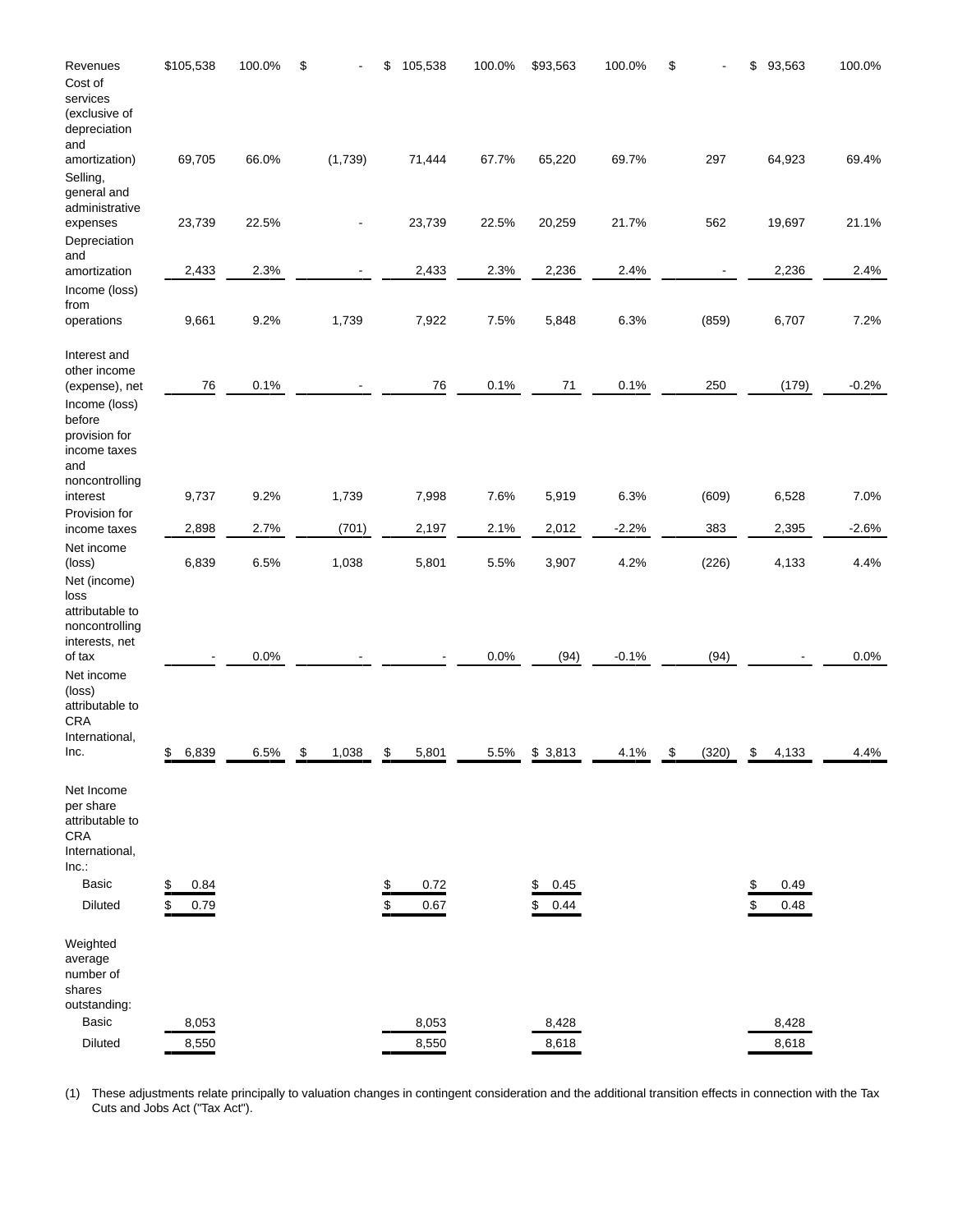| | | | | | | | | | | |
|---|---|---|---|---|---|---|---|---|---|---|
| Revenues | $105,538 | 100.0% | $ - | $ 105,538 | 100.0% | $93,563 | 100.0% | $ - | $ 93,563 | 100.0% |
| Cost of services (exclusive of depreciation and amortization) | 69,705 | 66.0% | (1,739) | 71,444 | 67.7% | 65,220 | 69.7% | 297 | 64,923 | 69.4% |
| Selling, general and administrative expenses | 23,739 | 22.5% | - | 23,739 | 22.5% | 20,259 | 21.7% | 562 | 19,697 | 21.1% |
| Depreciation and amortization | 2,433 | 2.3% | - | 2,433 | 2.3% | 2,236 | 2.4% | - | 2,236 | 2.4% |
| Income (loss) from operations | 9,661 | 9.2% | 1,739 | 7,922 | 7.5% | 5,848 | 6.3% | (859) | 6,707 | 7.2% |
| Interest and other income (expense), net | 76 | 0.1% | - | 76 | 0.1% | 71 | 0.1% | 250 | (179) | -0.2% |
| Income (loss) before provision for income taxes and noncontrolling interest | 9,737 | 9.2% | 1,739 | 7,998 | 7.6% | 5,919 | 6.3% | (609) | 6,528 | 7.0% |
| Provision for income taxes | 2,898 | 2.7% | (701) | 2,197 | 2.1% | 2,012 | -2.2% | 383 | 2,395 | -2.6% |
| Net income (loss) | 6,839 | 6.5% | 1,038 | 5,801 | 5.5% | 3,907 | 4.2% | (226) | 4,133 | 4.4% |
| Net (income) loss attributable to noncontrolling interests, net of tax | - | 0.0% | - | - | 0.0% | (94) | -0.1% | (94) | - | 0.0% |
| Net income (loss) attributable to CRA International, Inc. | $ 6,839 | 6.5% | $ 1,038 | $ 5,801 | 5.5% | $ 3,813 | 4.1% | $ (320) | $ 4,133 | 4.4% |
| Net Income per share attributable to CRA International, Inc.: | | | | | | | | | | |
| Basic | $ 0.84 | | | $ 0.72 | | $ 0.45 | | | $ 0.49 | |
| Diluted | $ 0.79 | | | $ 0.67 | | $ 0.44 | | | $ 0.48 | |
| Weighted average number of shares outstanding: | | | | | | | | | | |
| Basic | 8,053 | | | 8,053 | | 8,428 | | | 8,428 | |
| Diluted | 8,550 | | | 8,550 | | 8,618 | | | 8,618 | |

(1) These adjustments relate principally to valuation changes in contingent consideration and the additional transition effects in connection with the Tax Cuts and Jobs Act ("Tax Act").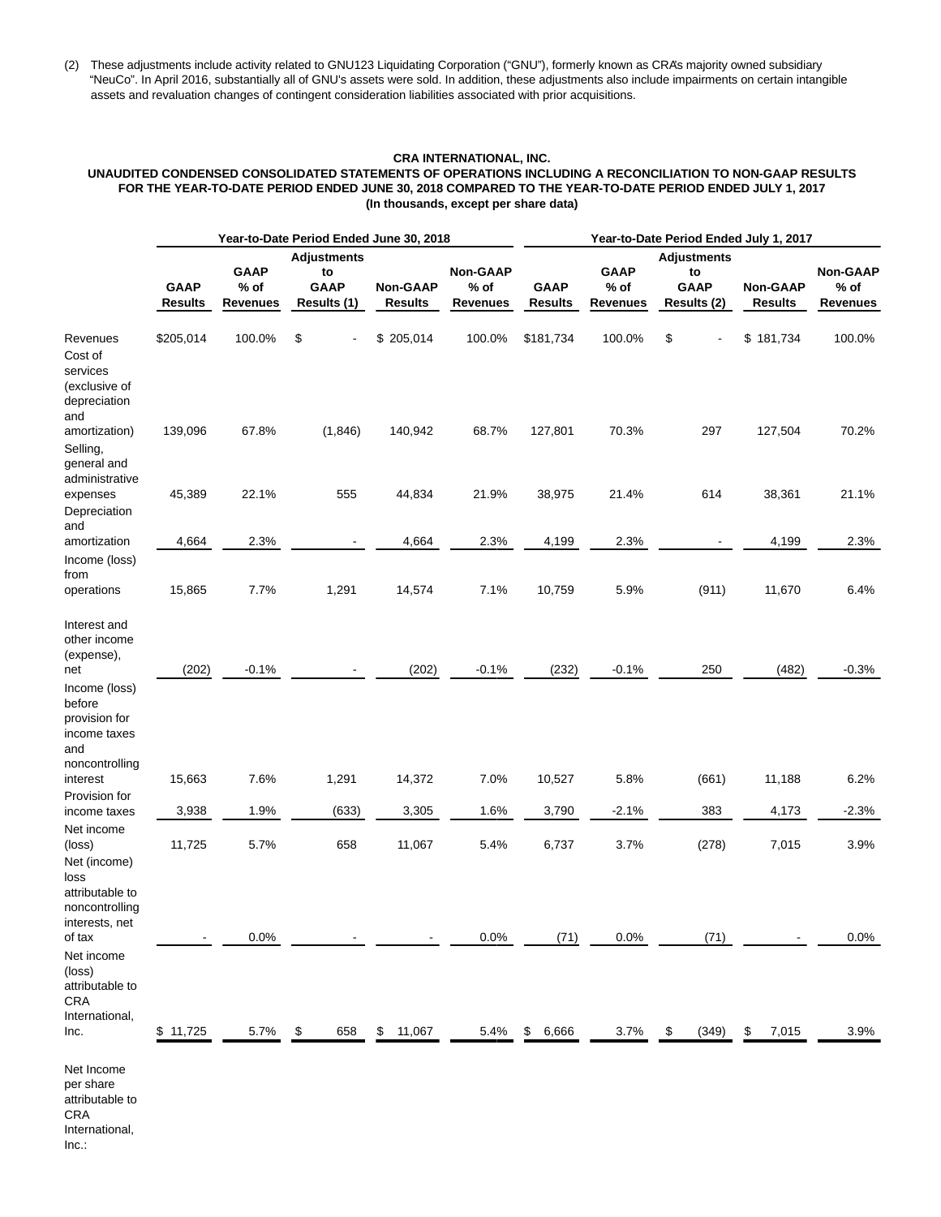(2) These adjustments include activity related to GNU123 Liquidating Corporation ("GNU"), formerly known as CRA's majority owned subsidiary "NeuCo". In April 2016, substantially all of GNU's assets were sold. In addition, these adjustments also include impairments on certain intangible assets and revaluation changes of contingent consideration liabilities associated with prior acquisitions.

**CRA INTERNATIONAL, INC.**
**UNAUDITED CONDENSED CONSOLIDATED STATEMENTS OF OPERATIONS INCLUDING A RECONCILIATION TO NON-GAAP RESULTS FOR THE YEAR-TO-DATE PERIOD ENDED JUNE 30, 2018 COMPARED TO THE YEAR-TO-DATE PERIOD ENDED JULY 1, 2017**
**(In thousands, except per share data)**

| | Year-to-Date Period Ended June 30, 2018 | | | | | Year-to-Date Period Ended July 1, 2017 | | | | |
|---|---|---|---|---|---|---|---|---|---|---|
| | GAAP Results | GAAP % of Revenues | Adjustments to GAAP Results (1) | Non-GAAP Results | Non-GAAP % of Revenues | GAAP Results | GAAP % of Revenues | Adjustments to GAAP Results (2) | Non-GAAP Results | Non-GAAP % of Revenues |
| Revenues | $205,014 | 100.0% | $ - | $ 205,014 | 100.0% | $181,734 | 100.0% | $ - | $ 181,734 | 100.0% |
| Cost of services (exclusive of depreciation and amortization) | 139,096 | 67.8% | (1,846) | 140,942 | 68.7% | 127,801 | 70.3% | 297 | 127,504 | 70.2% |
| Selling, general and administrative expenses | 45,389 | 22.1% | 555 | 44,834 | 21.9% | 38,975 | 21.4% | 614 | 38,361 | 21.1% |
| Depreciation and amortization | 4,664 | 2.3% | - | 4,664 | 2.3% | 4,199 | 2.3% | - | 4,199 | 2.3% |
| Income (loss) from operations | 15,865 | 7.7% | 1,291 | 14,574 | 7.1% | 10,759 | 5.9% | (911) | 11,670 | 6.4% |
| Interest and other income (expense), net | (202) | -0.1% | - | (202) | -0.1% | (232) | -0.1% | 250 | (482) | -0.3% |
| Income (loss) before provision for income taxes and noncontrolling interest | 15,663 | 7.6% | 1,291 | 14,372 | 7.0% | 10,527 | 5.8% | (661) | 11,188 | 6.2% |
| Provision for income taxes | 3,938 | 1.9% | (633) | 3,305 | 1.6% | 3,790 | -2.1% | 383 | 4,173 | -2.3% |
| Net income (loss) | 11,725 | 5.7% | 658 | 11,067 | 5.4% | 6,737 | 3.7% | (278) | 7,015 | 3.9% |
| Net (income) loss attributable to noncontrolling interests, net of tax | - | 0.0% | - | - | 0.0% | (71) | 0.0% | (71) | - | 0.0% |
| Net income (loss) attributable to CRA International, Inc. | $ 11,725 | 5.7% | $ 658 | $ 11,067 | 5.4% | $ 6,666 | 3.7% | $ (349) | $ 7,015 | 3.9% |
| Net Income per share attributable to CRA International, Inc.: | | | | | | | | | | |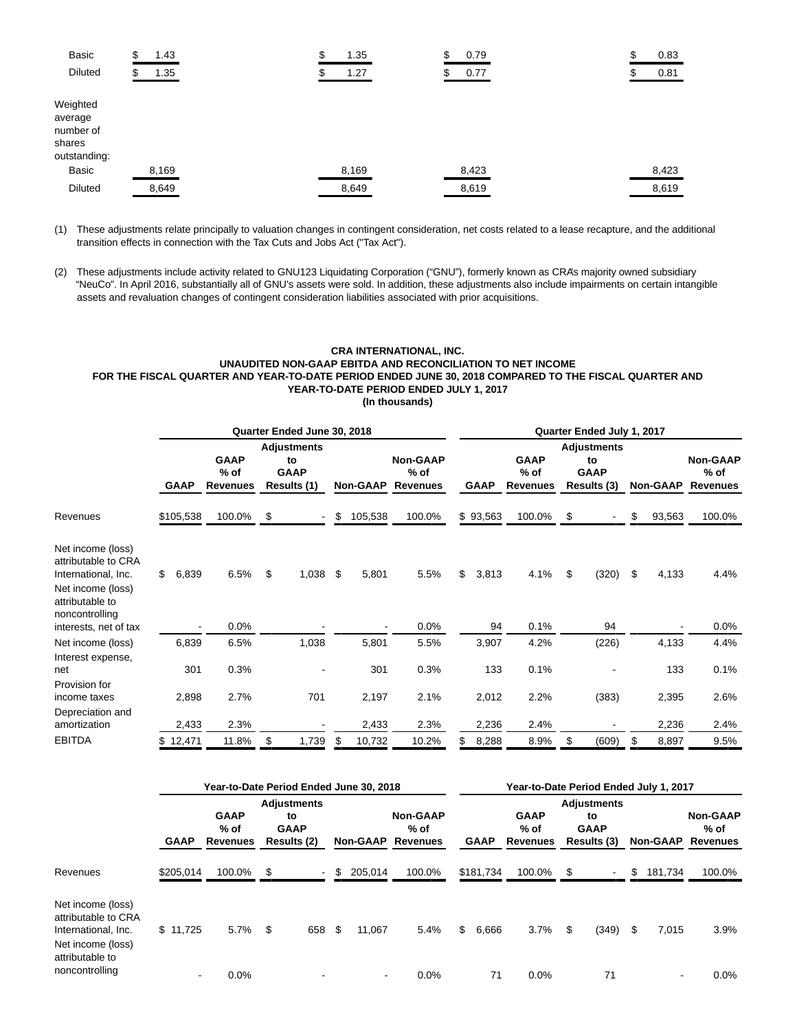| | | | | | |
|---|---|---|---|---|---|
| Basic | $ 1.43 | $ 1.35 | $ 0.79 | | $ 0.83 |
| Diluted | $ 1.35 | $ 1.27 | $ 0.77 | | $ 0.81 |
| Weighted average number of shares outstanding: | | | | | |
| Basic | 8,169 | 8,169 | 8,423 | | 8,423 |
| Diluted | 8,649 | 8,649 | 8,619 | | 8,619 |

(1) These adjustments relate principally to valuation changes in contingent consideration, net costs related to a lease recapture, and the additional transition effects in connection with the Tax Cuts and Jobs Act ("Tax Act").

(2) These adjustments include activity related to GNU123 Liquidating Corporation ("GNU"), formerly known as CRA's majority owned subsidiary "NeuCo". In April 2016, substantially all of GNU's assets were sold. In addition, these adjustments also include impairments on certain intangible assets and revaluation changes of contingent consideration liabilities associated with prior acquisitions.

**CRA INTERNATIONAL, INC.**
**UNAUDITED NON-GAAP EBITDA AND RECONCILIATION TO NET INCOME**
**FOR THE FISCAL QUARTER AND YEAR-TO-DATE PERIOD ENDED JUNE 30, 2018 COMPARED TO THE FISCAL QUARTER AND YEAR-TO-DATE PERIOD ENDED JULY 1, 2017**
**(In thousands)**

| | Quarter Ended June 30, 2018 | | | | | Quarter Ended July 1, 2017 | | | | |
|---|---|---|---|---|---|---|---|---|---|---|
| | GAAP | GAAP % of Revenues | Adjustments to GAAP Results (1) | Non-GAAP | Non-GAAP % of Revenues | GAAP | GAAP % of Revenues | Adjustments to GAAP Results (3) | Non-GAAP | Non-GAAP % of Revenues |
| Revenues | $105,538 | 100.0% | $ - | $ 105,538 | 100.0% | $ 93,563 | 100.0% | $ - | $ 93,563 | 100.0% |
| Net income (loss) attributable to CRA International, Inc. | $ 6,839 | 6.5% | $ 1,038 | $ 5,801 | 5.5% | $ 3,813 | 4.1% | $ (320) | $ 4,133 | 4.4% |
| Net income (loss) attributable to noncontrolling interests, net of tax | - | 0.0% | - | - | 0.0% | 94 | 0.1% | 94 | - | 0.0% |
| Net income (loss) | 6,839 | 6.5% | 1,038 | 5,801 | 5.5% | 3,907 | 4.2% | (226) | 4,133 | 4.4% |
| Interest expense, net | 301 | 0.3% | - | 301 | 0.3% | 133 | 0.1% | - | 133 | 0.1% |
| Provision for income taxes | 2,898 | 2.7% | 701 | 2,197 | 2.1% | 2,012 | 2.2% | (383) | 2,395 | 2.6% |
| Depreciation and amortization | 2,433 | 2.3% | - | 2,433 | 2.3% | 2,236 | 2.4% | - | 2,236 | 2.4% |
| EBITDA | $ 12,471 | 11.8% | $ 1,739 | $ 10,732 | 10.2% | $ 8,288 | 8.9% | $ (609) | $ 8,897 | 9.5% |

| | Year-to-Date Period Ended June 30, 2018 | | | | | Year-to-Date Period Ended July 1, 2017 | | | | |
|---|---|---|---|---|---|---|---|---|---|---|
| | GAAP | GAAP % of Revenues | Adjustments to GAAP Results (2) | Non-GAAP | Non-GAAP % of Revenues | GAAP | GAAP % of Revenues | Adjustments to GAAP Results (3) | Non-GAAP | Non-GAAP % of Revenues |
| Revenues | $205,014 | 100.0% | $ - | $ 205,014 | 100.0% | $181,734 | 100.0% | $ - | $ 181,734 | 100.0% |
| Net income (loss) attributable to CRA International, Inc. | $ 11,725 | 5.7% | $ 658 | $ 11,067 | 5.4% | $ 6,666 | 3.7% | $ (349) | $ 7,015 | 3.9% |
| Net income (loss) attributable to noncontrolling | - | 0.0% | - | - | 0.0% | 71 | 0.0% | 71 | - | 0.0% |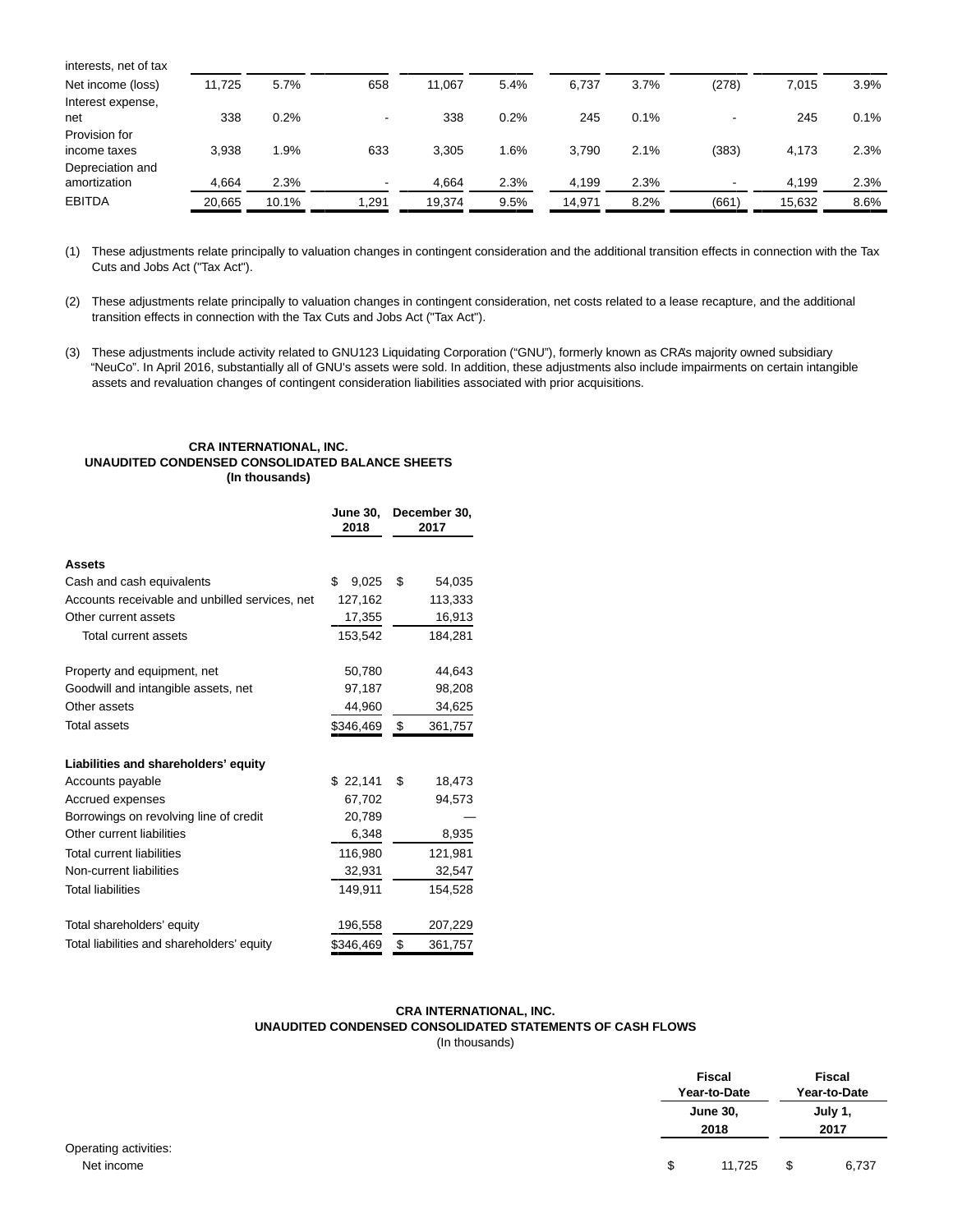| | | | | | | | | | | |
|---|---|---|---|---|---|---|---|---|---|---|
| interests, net of tax | | | | | | | | | | |
| Net income (loss) | 11,725 | 5.7% | 658 | 11,067 | 5.4% | 6,737 | 3.7% | (278) | 7,015 | 3.9% |
| Interest expense, net | 338 | 0.2% | - | 338 | 0.2% | 245 | 0.1% | - | 245 | 0.1% |
| Provision for income taxes | 3,938 | 1.9% | 633 | 3,305 | 1.6% | 3,790 | 2.1% | (383) | 4,173 | 2.3% |
| Depreciation and amortization | 4,664 | 2.3% | - | 4,664 | 2.3% | 4,199 | 2.3% | - | 4,199 | 2.3% |
| EBITDA | 20,665 | 10.1% | 1,291 | 19,374 | 9.5% | 14,971 | 8.2% | (661) | 15,632 | 8.6% |

(1) These adjustments relate principally to valuation changes in contingent consideration and the additional transition effects in connection with the Tax Cuts and Jobs Act ("Tax Act").

(2) These adjustments relate principally to valuation changes in contingent consideration, net costs related to a lease recapture, and the additional transition effects in connection with the Tax Cuts and Jobs Act ("Tax Act").

(3) These adjustments include activity related to GNU123 Liquidating Corporation ("GNU"), formerly known as CRA's majority owned subsidiary "NeuCo". In April 2016, substantially all of GNU's assets were sold. In addition, these adjustments also include impairments on certain intangible assets and revaluation changes of contingent consideration liabilities associated with prior acquisitions.

**CRA INTERNATIONAL, INC.**
**UNAUDITED CONDENSED CONSOLIDATED BALANCE SHEETS**
**(In thousands)**

| | June 30, 2018 | December 30, 2017 |
|---|---|---|
| **Assets** | | |
| Cash and cash equivalents | $ 9,025 | $ 54,035 |
| Accounts receivable and unbilled services, net | 127,162 | 113,333 |
| Other current assets | 17,355 | 16,913 |
| Total current assets | 153,542 | 184,281 |
| Property and equipment, net | 50,780 | 44,643 |
| Goodwill and intangible assets, net | 97,187 | 98,208 |
| Other assets | 44,960 | 34,625 |
| Total assets | $346,469 | $ 361,757 |
| **Liabilities and shareholders' equity** | | |
| Accounts payable | $ 22,141 | $ 18,473 |
| Accrued expenses | 67,702 | 94,573 |
| Borrowings on revolving line of credit | 20,789 | — |
| Other current liabilities | 6,348 | 8,935 |
| Total current liabilities | 116,980 | 121,981 |
| Non-current liabilities | 32,931 | 32,547 |
| Total liabilities | 149,911 | 154,528 |
| Total shareholders' equity | 196,558 | 207,229 |
| Total liabilities and shareholders' equity | $346,469 | $ 361,757 |

**CRA INTERNATIONAL, INC.**
**UNAUDITED CONDENSED CONSOLIDATED STATEMENTS OF CASH FLOWS**
(In thousands)

| | Fiscal Year-to-Date June 30, 2018 | Fiscal Year-to-Date July 1, 2017 |
|---|---|---|
| Operating activities: | | |
| Net income | $ 11,725 | $ 6,737 |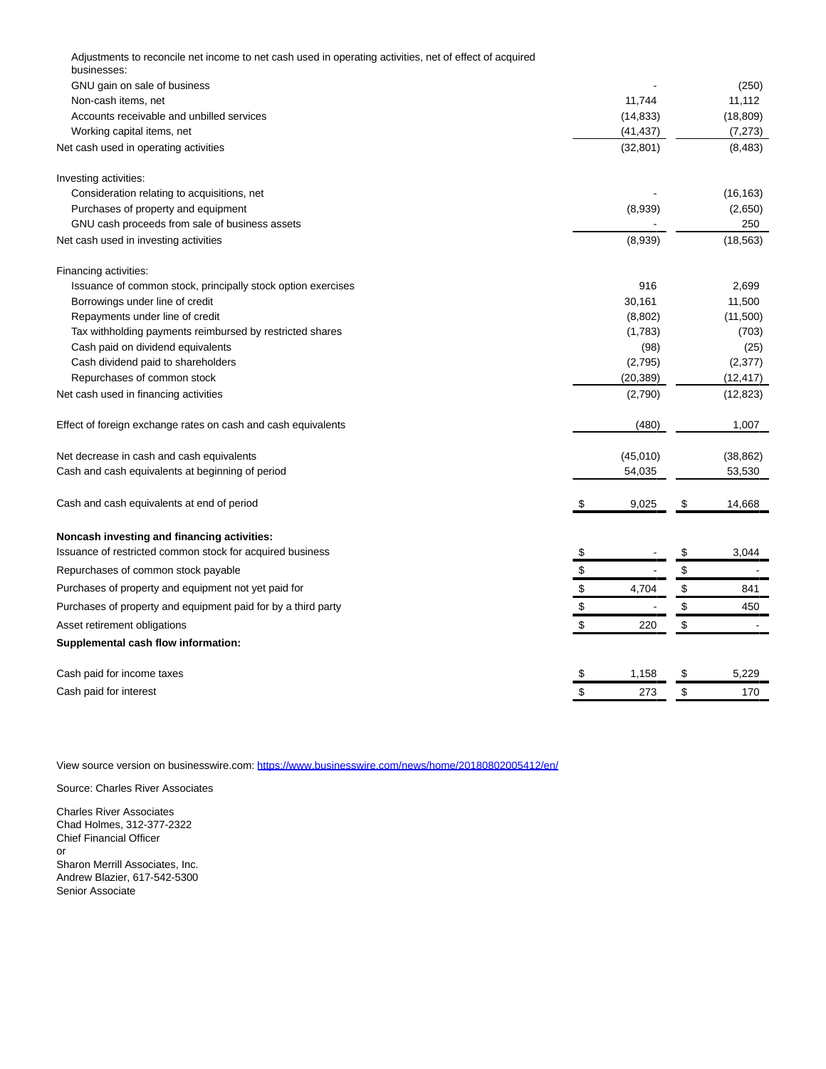| | | |
|---|---|---|
| Adjustments to reconcile net income to net cash used in operating activities, net of effect of acquired businesses: | | |
| GNU gain on sale of business | - | (250) |
| Non-cash items, net | 11,744 | 11,112 |
| Accounts receivable and unbilled services | (14,833) | (18,809) |
| Working capital items, net | (41,437) | (7,273) |
| Net cash used in operating activities | (32,801) | (8,483) |
| | | |
| Investing activities: | | |
| Consideration relating to acquisitions, net | - | (16,163) |
| Purchases of property and equipment | (8,939) | (2,650) |
| GNU cash proceeds from sale of business assets | - | 250 |
| Net cash used in investing activities | (8,939) | (18,563) |
| | | |
| Financing activities: | | |
| Issuance of common stock, principally stock option exercises | 916 | 2,699 |
| Borrowings under line of credit | 30,161 | 11,500 |
| Repayments under line of credit | (8,802) | (11,500) |
| Tax withholding payments reimbursed by restricted shares | (1,783) | (703) |
| Cash paid on dividend equivalents | (98) | (25) |
| Cash dividend paid to shareholders | (2,795) | (2,377) |
| Repurchases of common stock | (20,389) | (12,417) |
| Net cash used in financing activities | (2,790) | (12,823) |
| | | |
| Effect of foreign exchange rates on cash and cash equivalents | (480) | 1,007 |
| | | |
| Net decrease in cash and cash equivalents | (45,010) | (38,862) |
| Cash and cash equivalents at beginning of period | 54,035 | 53,530 |
| | | |
| Cash and cash equivalents at end of period | $ 9,025 | $ 14,668 |
| | | |
| **Noncash investing and financing activities:** | | |
| Issuance of restricted common stock for acquired business | $ - | $ 3,044 |
| Repurchases of common stock payable | $ - | $ - |
| Purchases of property and equipment not yet paid for | $ 4,704 | $ 841 |
| Purchases of property and equipment paid for by a third party | $ - | $ 450 |
| Asset retirement obligations | $ 220 | $ - |
| **Supplemental cash flow information:** | | |
| Cash paid for income taxes | $ 1,158 | $ 5,229 |
| Cash paid for interest | $ 273 | $ 170 |

View source version on businesswire.com: https://www.businesswire.com/news/home/20180802005412/en/

Source: Charles River Associates

Charles River Associates
Chad Holmes, 312-377-2322
Chief Financial Officer
or
Sharon Merrill Associates, Inc.
Andrew Blazier, 617-542-5300
Senior Associate